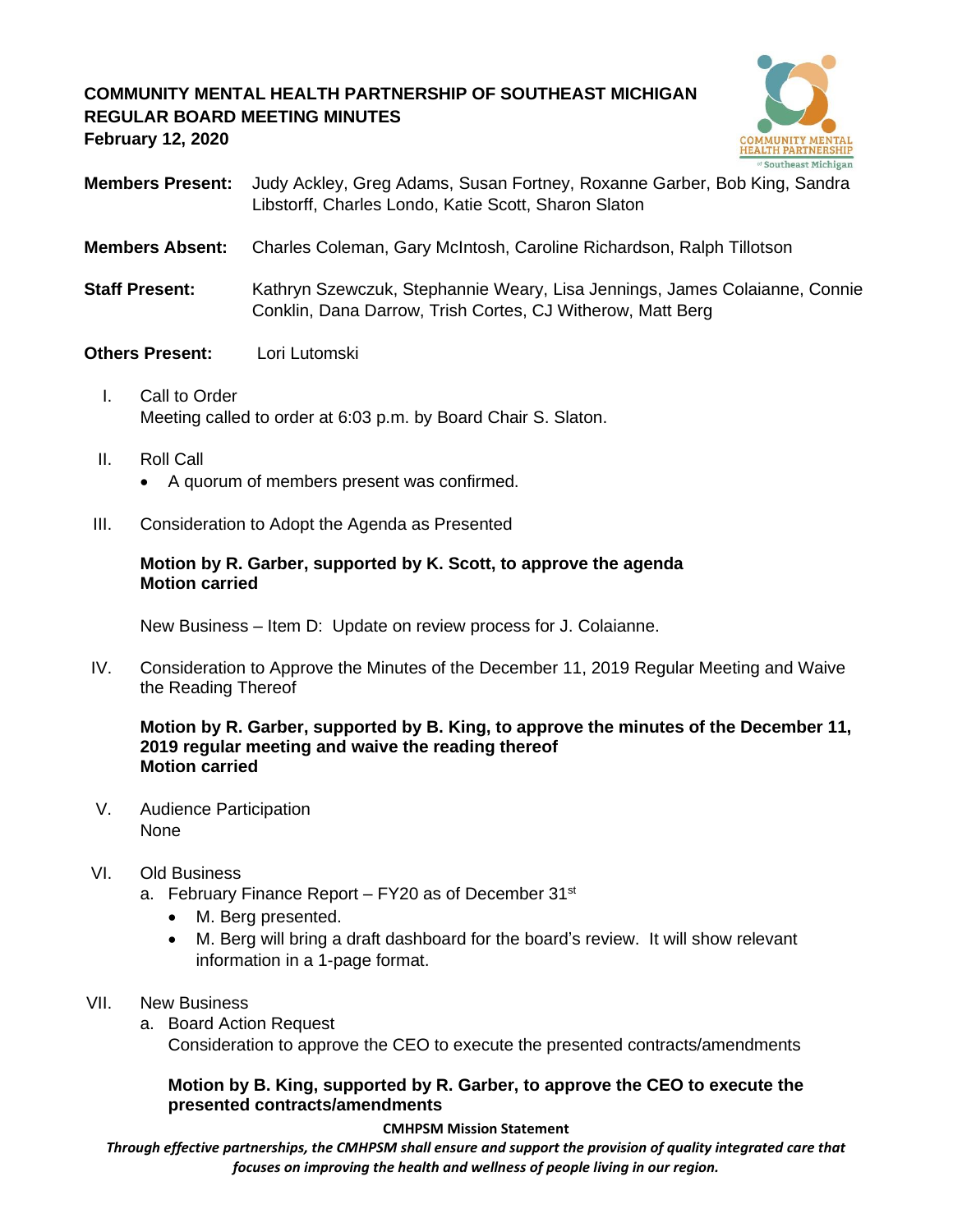**COMMUNITY MENTAL HEALTH PARTNERSHIP OF SOUTHEAST MICHIGAN**
**REGULAR BOARD MEETING MINUTES**
**February 12, 2020**

**Members Present:** Judy Ackley, Greg Adams, Susan Fortney, Roxanne Garber, Bob King, Sandra Libstorff, Charles Londo, Katie Scott, Sharon Slaton

**Members Absent:** Charles Coleman, Gary McIntosh, Caroline Richardson, Ralph Tillotson

**Staff Present:** Kathryn Szewczuk, Stephannie Weary, Lisa Jennings, James Colaianne, Connie Conklin, Dana Darrow, Trish Cortes, CJ Witherow, Matt Berg

**Others Present:** Lori Lutomski

I. Call to Order
Meeting called to order at 6:03 p.m. by Board Chair S. Slaton.

II. Roll Call
- A quorum of members present was confirmed.

III. Consideration to Adopt the Agenda as Presented

**Motion by R. Garber, supported by K. Scott, to approve the agenda**
**Motion carried**

New Business – Item D: Update on review process for J. Colaianne.

IV. Consideration to Approve the Minutes of the December 11, 2019 Regular Meeting and Waive the Reading Thereof

**Motion by R. Garber, supported by B. King, to approve the minutes of the December 11, 2019 regular meeting and waive the reading thereof**
**Motion carried**

V. Audience Participation
None

VI. Old Business
a. February Finance Report – FY20 as of December 31st
- M. Berg presented.
- M. Berg will bring a draft dashboard for the board's review. It will show relevant information in a 1-page format.

VII. New Business
a. Board Action Request
Consideration to approve the CEO to execute the presented contracts/amendments

**Motion by B. King, supported by R. Garber, to approve the CEO to execute the presented contracts/amendments**

**CMHPSM Mission Statement**
*Through effective partnerships, the CMHPSM shall ensure and support the provision of quality integrated care that focuses on improving the health and wellness of people living in our region.*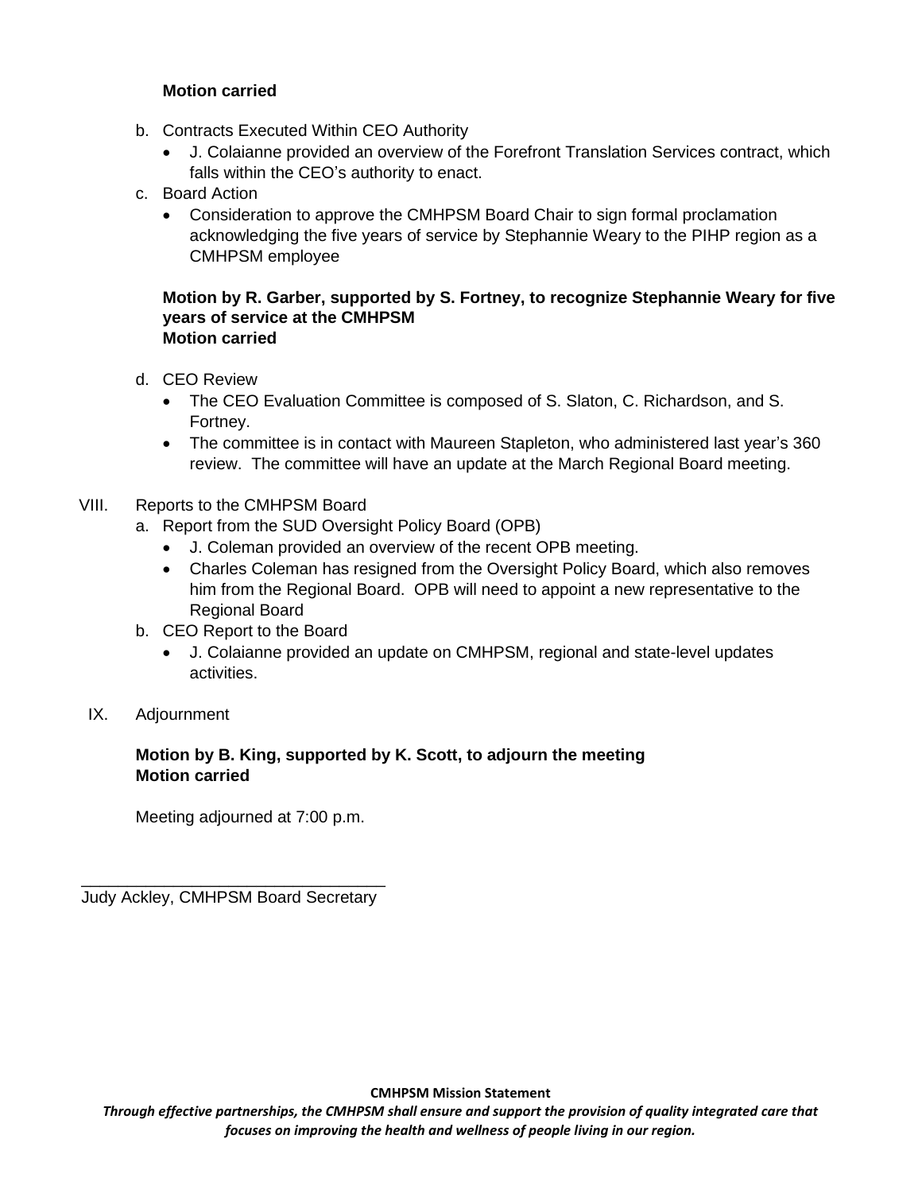**Motion carried**

b. Contracts Executed Within CEO Authority
   - J. Colaianne provided an overview of the Forefront Translation Services contract, which falls within the CEO's authority to enact.

c. Board Action
   - Consideration to approve the CMHPSM Board Chair to sign formal proclamation acknowledging the five years of service by Stephannie Weary to the PIHP region as a CMHPSM employee

**Motion by R. Garber, supported by S. Fortney, to recognize Stephannie Weary for five years of service at the CMHPSM**
**Motion carried**

d. CEO Review
   - The CEO Evaluation Committee is composed of S. Slaton, C. Richardson, and S. Fortney.
   - The committee is in contact with Maureen Stapleton, who administered last year's 360 review. The committee will have an update at the March Regional Board meeting.

VIII. Reports to the CMHPSM Board

a. Report from the SUD Oversight Policy Board (OPB)
   - J. Coleman provided an overview of the recent OPB meeting.
   - Charles Coleman has resigned from the Oversight Policy Board, which also removes him from the Regional Board. OPB will need to appoint a new representative to the Regional Board

b. CEO Report to the Board
   - J. Colaianne provided an update on CMHPSM, regional and state-level updates activities.

IX. Adjournment

**Motion by B. King, supported by K. Scott, to adjourn the meeting**
**Motion carried**

Meeting adjourned at 7:00 p.m.

\_\_\_\_\_\_\_\_\_\_\_\_\_\_\_\_\_\_\_\_\_\_\_\_\_\_\_\_\_\_\_\_
Judy Ackley, CMHPSM Board Secretary

**CMHPSM Mission Statement**

***Through effective partnerships, the CMHPSM shall ensure and support the provision of quality integrated care that focuses on improving the health and wellness of people living in our region.***